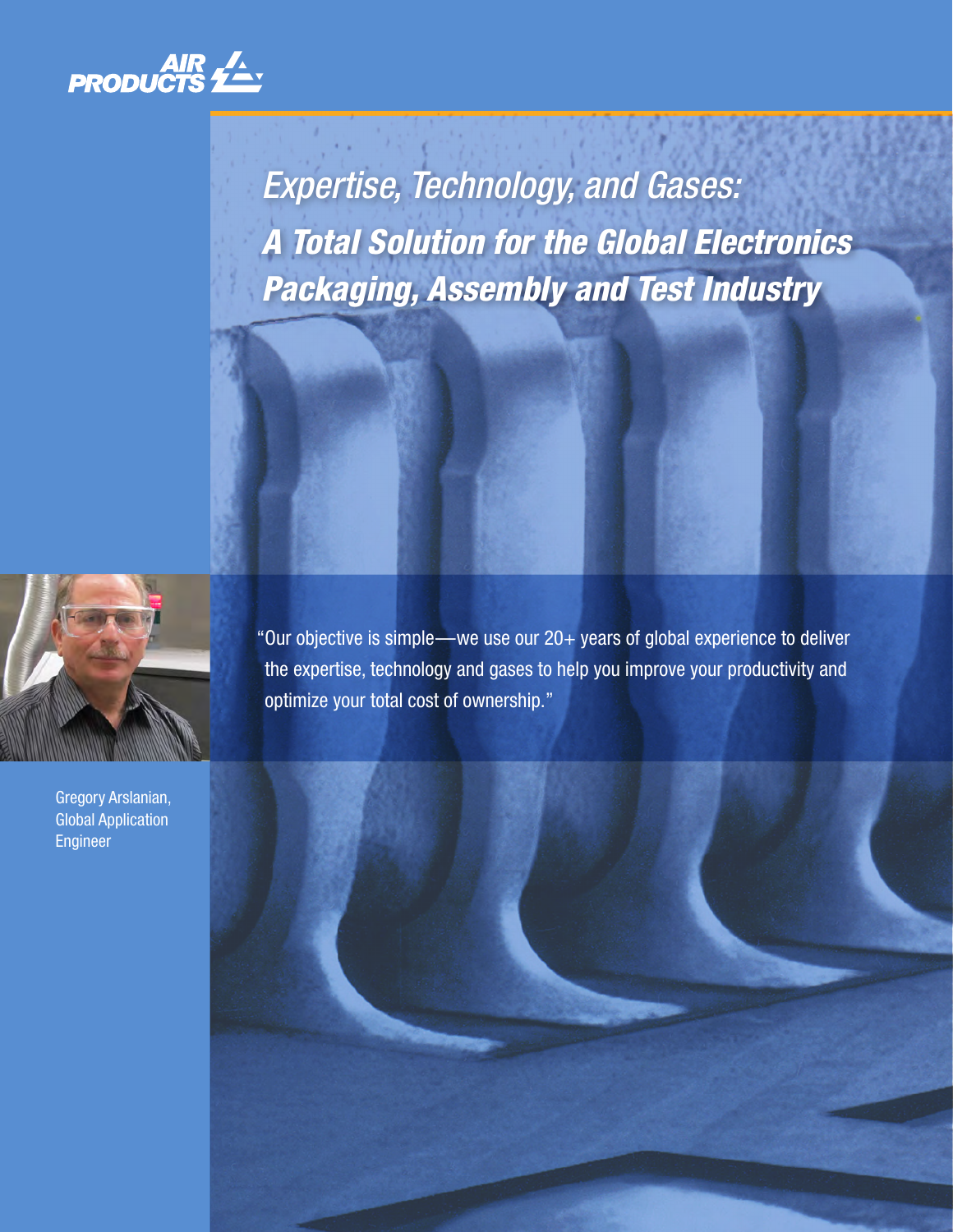# *Expertise, Technology, and Gases:* ***A Total Solution for the Global Electronics Packaging, Assembly and Test Industry***

"Our objective is simple—we use our 20+ years of global experience to deliver the expertise, technology and gases to help you improve your productivity and optimize your total cost of ownership."

Gregory Arslanian, Global Application Engineer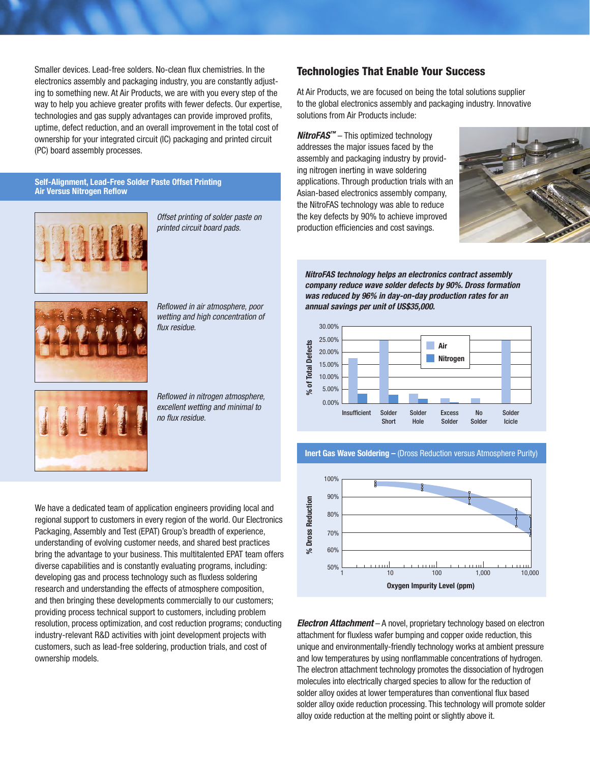Smaller devices. Lead-free solders. No-clean flux chemistries. In the electronics assembly and packaging industry, you are constantly adjusting to something new. At Air Products, we are with you every step of the way to help you achieve greater profits with fewer defects. Our expertise, technologies and gas supply advantages can provide improved profits, uptime, defect reduction, and an overall improvement in the total cost of ownership for your integrated circuit (IC) packaging and printed circuit (PC) board assembly processes.

### Self-Alignment, Lead-Free Solder Paste Offset Printing Air Versus Nitrogen Reflow

*Offset printing of solder paste on printed circuit board pads.*

*Reflowed in air atmosphere, poor wetting and high concentration of flux residue.*

*Reflowed in nitrogen atmosphere, excellent wetting and minimal to no flux residue.*

We have a dedicated team of application engineers providing local and regional support to customers in every region of the world. Our Electronics Packaging, Assembly and Test (EPAT) Group's breadth of experience, understanding of evolving customer needs, and shared best practices bring the advantage to your business. This multitalented EPAT team offers diverse capabilities and is constantly evaluating programs, including: developing gas and process technology such as fluxless soldering research and understanding the effects of atmosphere composition, and then bringing these developments commercially to our customers; providing process technical support to customers, including problem resolution, process optimization, and cost reduction programs; conducting industry-relevant R&D activities with joint development projects with customers, such as lead-free soldering, production trials, and cost of ownership models.

## Technologies That Enable Your Success

At Air Products, we are focused on being the total solutions supplier to the global electronics assembly and packaging industry. Innovative solutions from Air Products include:

***NitroFAS™*** – This optimized technology addresses the major issues faced by the assembly and packaging industry by providing nitrogen inerting in wave soldering applications. Through production trials with an Asian-based electronics assembly company, the NitroFAS technology was able to reduce the key defects by 90% to achieve improved production efficiencies and cost savings.

***NitroFAS technology helps an electronics contract assembly company reduce wave solder defects by 90%. Dross formation was reduced by 96% in day-on-day production rates for an annual savings per unit of US$35,000.***

% of Total Defects (Air / Nitrogen): Insufficient, Solder Short, Solder Hole, Excess Solder, No Solder, Solder Icicle

**Inert Gas Wave Soldering –** (Dross Reduction versus Atmosphere Purity)

% Dross Reduction vs. Oxygen Impurity Level (ppm)

***Electron Attachment*** – A novel, proprietary technology based on electron attachment for fluxless wafer bumping and copper oxide reduction, this unique and environmentally-friendly technology works at ambient pressure and low temperatures by using nonflammable concentrations of hydrogen. The electron attachment technology promotes the dissociation of hydrogen molecules into electrically charged species to allow for the reduction of solder alloy oxides at lower temperatures than conventional flux based solder alloy oxide reduction processing. This technology will promote solder alloy oxide reduction at the melting point or slightly above it.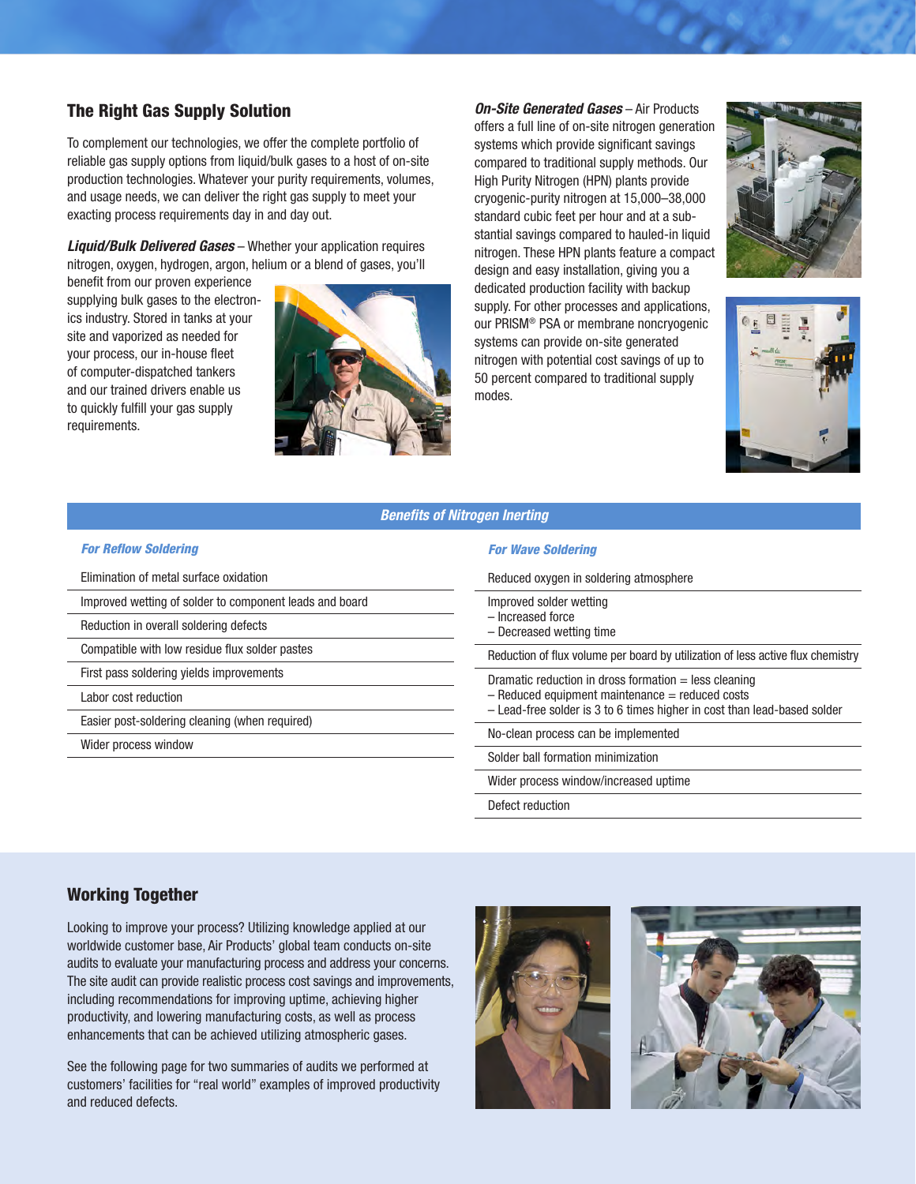## The Right Gas Supply Solution

To complement our technologies, we offer the complete portfolio of reliable gas supply options from liquid/bulk gases to a host of on-site production technologies. Whatever your purity requirements, volumes, and usage needs, we can deliver the right gas supply to meet your exacting process requirements day in and day out.

***Liquid/Bulk Delivered Gases*** – Whether your application requires nitrogen, oxygen, hydrogen, argon, helium or a blend of gases, you'll benefit from our proven experience supplying bulk gases to the electronics industry. Stored in tanks at your site and vaporized as needed for your process, our in-house fleet of computer-dispatched tankers and our trained drivers enable us to quickly fulfill your gas supply requirements.

***On-Site Generated Gases*** – Air Products offers a full line of on-site nitrogen generation systems which provide significant savings compared to traditional supply methods. Our High Purity Nitrogen (HPN) plants provide cryogenic-purity nitrogen at 15,000–38,000 standard cubic feet per hour and at a substantial savings compared to hauled-in liquid nitrogen. These HPN plants feature a compact design and easy installation, giving you a dedicated production facility with backup supply. For other processes and applications, our PRISM® PSA or membrane noncryogenic systems can provide on-site generated nitrogen with potential cost savings of up to 50 percent compared to traditional supply modes.

### *Benefits of Nitrogen Inerting*

| *For Reflow Soldering* | *For Wave Soldering* |
|---|---|
| Elimination of metal surface oxidation | Reduced oxygen in soldering atmosphere |
| Improved wetting of solder to component leads and board | Improved solder wetting<br>– Increased force<br>– Decreased wetting time |
| Reduction in overall soldering defects | Reduction of flux volume per board by utilization of less active flux chemistry |
| Compatible with low residue flux solder pastes | Dramatic reduction in dross formation = less cleaning<br>– Reduced equipment maintenance = reduced costs<br>– Lead-free solder is 3 to 6 times higher in cost than lead-based solder |
| First pass soldering yields improvements | No-clean process can be implemented |
| Labor cost reduction | Solder ball formation minimization |
| Easier post-soldering cleaning (when required) | Wider process window/increased uptime |
| Wider process window | Defect reduction |

## Working Together

Looking to improve your process? Utilizing knowledge applied at our worldwide customer base, Air Products' global team conducts on-site audits to evaluate your manufacturing process and address your concerns. The site audit can provide realistic process cost savings and improvements, including recommendations for improving uptime, achieving higher productivity, and lowering manufacturing costs, as well as process enhancements that can be achieved utilizing atmospheric gases.

See the following page for two summaries of audits we performed at customers' facilities for "real world" examples of improved productivity and reduced defects.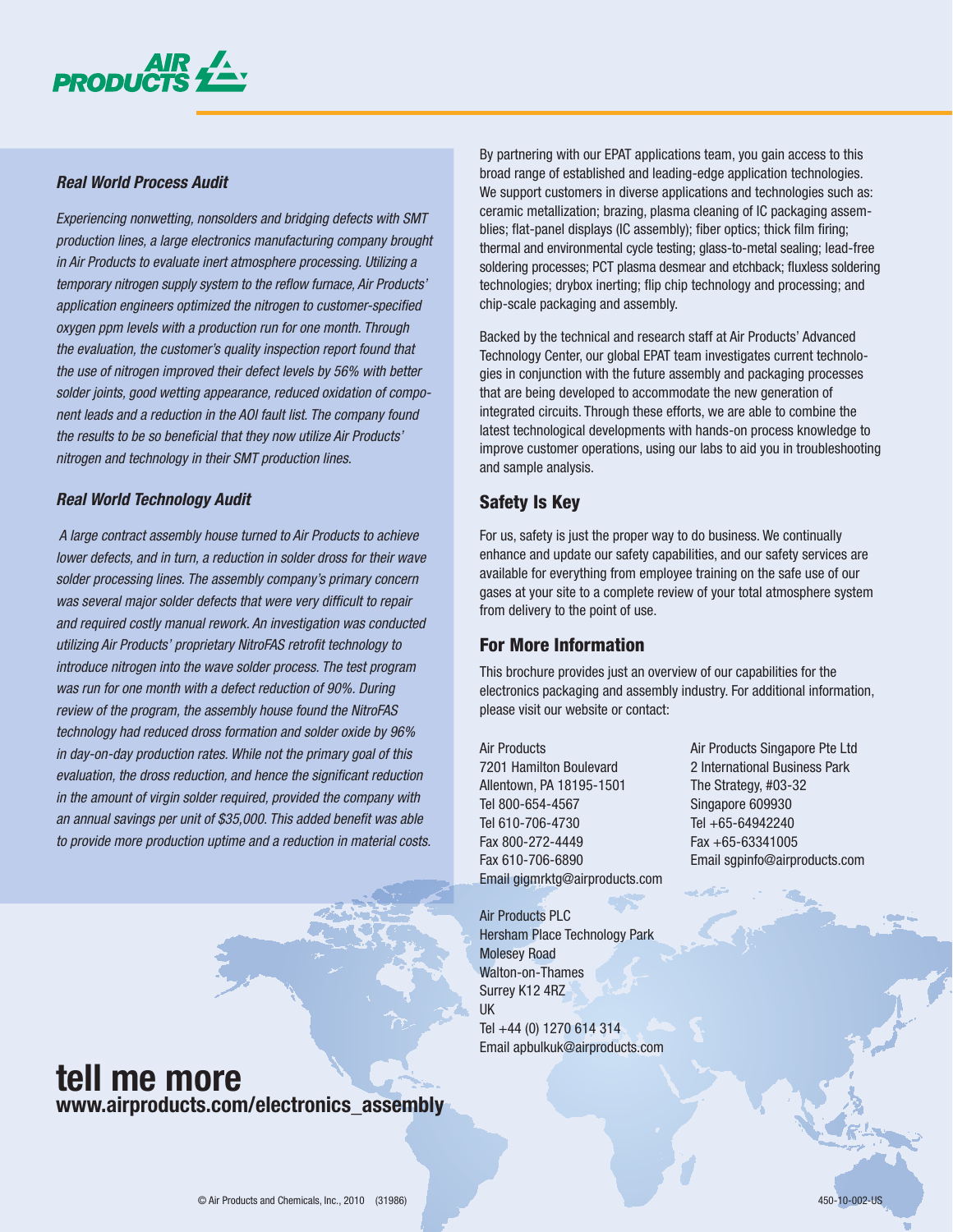### *Real World Process Audit*

*Experiencing nonwetting, nonsolders and bridging defects with SMT production lines, a large electronics manufacturing company brought in Air Products to evaluate inert atmosphere processing. Utilizing a temporary nitrogen supply system to the reflow furnace, Air Products' application engineers optimized the nitrogen to customer-specified oxygen ppm levels with a production run for one month. Through the evaluation, the customer's quality inspection report found that the use of nitrogen improved their defect levels by 56% with better solder joints, good wetting appearance, reduced oxidation of component leads and a reduction in the AOI fault list. The company found the results to be so beneficial that they now utilize Air Products' nitrogen and technology in their SMT production lines.*

### *Real World Technology Audit*

*A large contract assembly house turned to Air Products to achieve lower defects, and in turn, a reduction in solder dross for their wave solder processing lines. The assembly company's primary concern was several major solder defects that were very difficult to repair and required costly manual rework. An investigation was conducted utilizing Air Products' proprietary NitroFAS retrofit technology to introduce nitrogen into the wave solder process. The test program was run for one month with a defect reduction of 90%. During review of the program, the assembly house found the NitroFAS technology had reduced dross formation and solder oxide by 96% in day-on-day production rates. While not the primary goal of this evaluation, the dross reduction, and hence the significant reduction in the amount of virgin solder required, provided the company with an annual savings per unit of $35,000. This added benefit was able to provide more production uptime and a reduction in material costs.*

By partnering with our EPAT applications team, you gain access to this broad range of established and leading-edge application technologies. We support customers in diverse applications and technologies such as: ceramic metallization; brazing, plasma cleaning of IC packaging assemblies; flat-panel displays (IC assembly); fiber optics; thick film firing; thermal and environmental cycle testing; glass-to-metal sealing; lead-free soldering processes; PCT plasma desmear and etchback; fluxless soldering technologies; drybox inerting; flip chip technology and processing; and chip-scale packaging and assembly.

Backed by the technical and research staff at Air Products' Advanced Technology Center, our global EPAT team investigates current technologies in conjunction with the future assembly and packaging processes that are being developed to accommodate the new generation of integrated circuits. Through these efforts, we are able to combine the latest technological developments with hands-on process knowledge to improve customer operations, using our labs to aid you in troubleshooting and sample analysis.

## Safety Is Key

For us, safety is just the proper way to do business. We continually enhance and update our safety capabilities, and our safety services are available for everything from employee training on the safe use of our gases at your site to a complete review of your total atmosphere system from delivery to the point of use.

## For More Information

This brochure provides just an overview of our capabilities for the electronics packaging and assembly industry. For additional information, please visit our website or contact:

Air Products
7201 Hamilton Boulevard
Allentown, PA 18195-1501
Tel 800-654-4567
Tel 610-706-4730
Fax 800-272-4449
Fax 610-706-6890
Email gigmrktg@airproducts.com

Air Products Singapore Pte Ltd
2 International Business Park
The Strategy, #03-32
Singapore 609930
Tel +65-64942240
Fax +65-63341005
Email sgpinfo@airproducts.com

Air Products PLC
Hersham Place Technology Park
Molesey Road
Walton-on-Thames
Surrey K12 4RZ
UK
Tel +44 (0) 1270 614 314
Email apbulkuk@airproducts.com

# tell me more
**www.airproducts.com/electronics_assembly**

© Air Products and Chemicals, Inc., 2010 (31986)

450-10-002-US